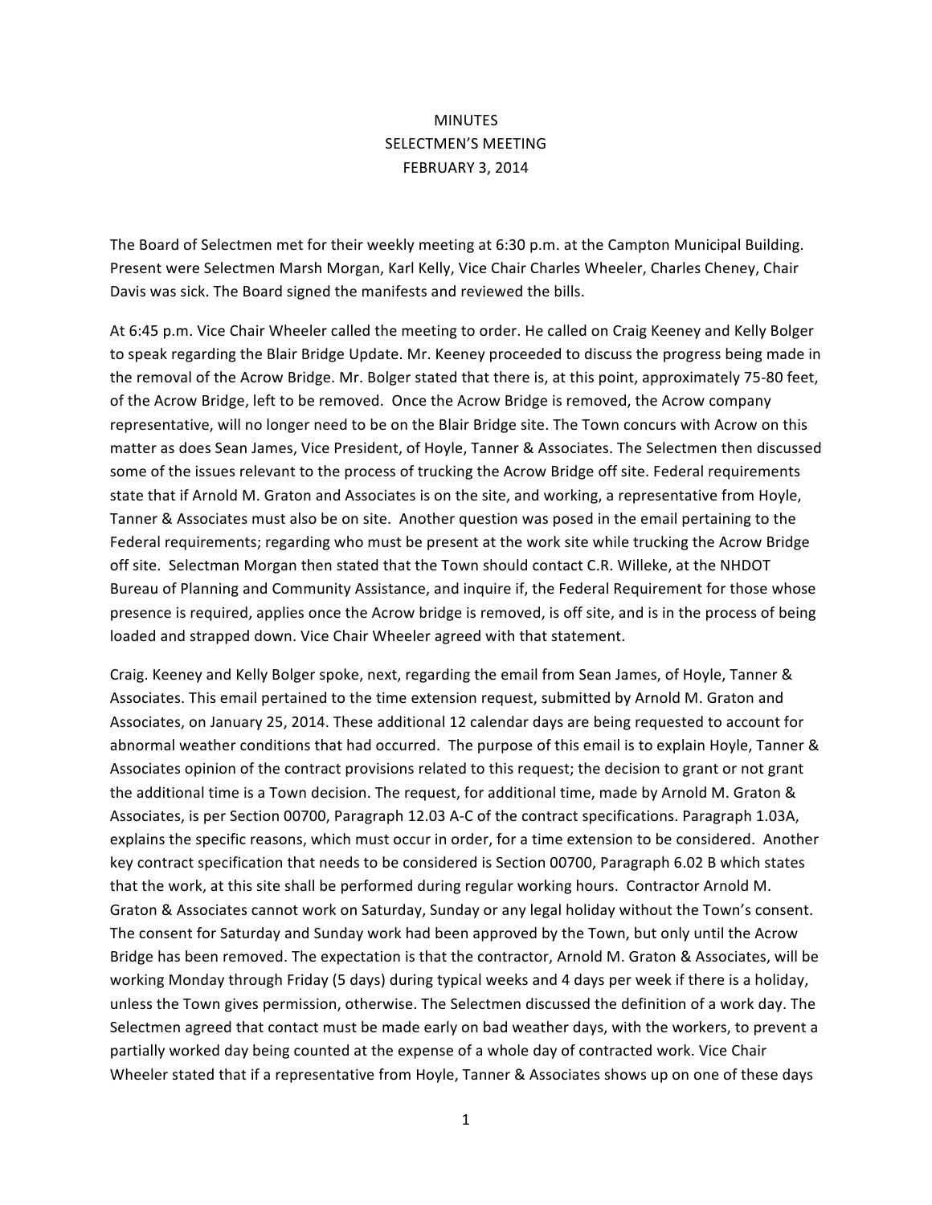# MINUTES
## SELECTMEN'S MEETING
## FEBRUARY 3, 2014

The Board of Selectmen met for their weekly meeting at 6:30 p.m. at the Campton Municipal Building. Present were Selectmen Marsh Morgan, Karl Kelly, Vice Chair Charles Wheeler, Charles Cheney, Chair Davis was sick. The Board signed the manifests and reviewed the bills.

At 6:45 p.m. Vice Chair Wheeler called the meeting to order. He called on Craig Keeney and Kelly Bolger to speak regarding the Blair Bridge Update. Mr. Keeney proceeded to discuss the progress being made in the removal of the Acrow Bridge. Mr. Bolger stated that there is, at this point, approximately 75-80 feet, of the Acrow Bridge, left to be removed. Once the Acrow Bridge is removed, the Acrow company representative, will no longer need to be on the Blair Bridge site. The Town concurs with Acrow on this matter as does Sean James, Vice President, of Hoyle, Tanner & Associates. The Selectmen then discussed some of the issues relevant to the process of trucking the Acrow Bridge off site. Federal requirements state that if Arnold M. Graton and Associates is on the site, and working, a representative from Hoyle, Tanner & Associates must also be on site. Another question was posed in the email pertaining to the Federal requirements; regarding who must be present at the work site while trucking the Acrow Bridge off site. Selectman Morgan then stated that the Town should contact C.R. Willeke, at the NHDOT Bureau of Planning and Community Assistance, and inquire if, the Federal Requirement for those whose presence is required, applies once the Acrow bridge is removed, is off site, and is in the process of being loaded and strapped down. Vice Chair Wheeler agreed with that statement.

Craig. Keeney and Kelly Bolger spoke, next, regarding the email from Sean James, of Hoyle, Tanner & Associates. This email pertained to the time extension request, submitted by Arnold M. Graton and Associates, on January 25, 2014. These additional 12 calendar days are being requested to account for abnormal weather conditions that had occurred. The purpose of this email is to explain Hoyle, Tanner & Associates opinion of the contract provisions related to this request; the decision to grant or not grant the additional time is a Town decision. The request, for additional time, made by Arnold M. Graton & Associates, is per Section 00700, Paragraph 12.03 A-C of the contract specifications. Paragraph 1.03A, explains the specific reasons, which must occur in order, for a time extension to be considered. Another key contract specification that needs to be considered is Section 00700, Paragraph 6.02 B which states that the work, at this site shall be performed during regular working hours. Contractor Arnold M. Graton & Associates cannot work on Saturday, Sunday or any legal holiday without the Town's consent. The consent for Saturday and Sunday work had been approved by the Town, but only until the Acrow Bridge has been removed. The expectation is that the contractor, Arnold M. Graton & Associates, will be working Monday through Friday (5 days) during typical weeks and 4 days per week if there is a holiday, unless the Town gives permission, otherwise. The Selectmen discussed the definition of a work day. The Selectmen agreed that contact must be made early on bad weather days, with the workers, to prevent a partially worked day being counted at the expense of a whole day of contracted work. Vice Chair Wheeler stated that if a representative from Hoyle, Tanner & Associates shows up on one of these days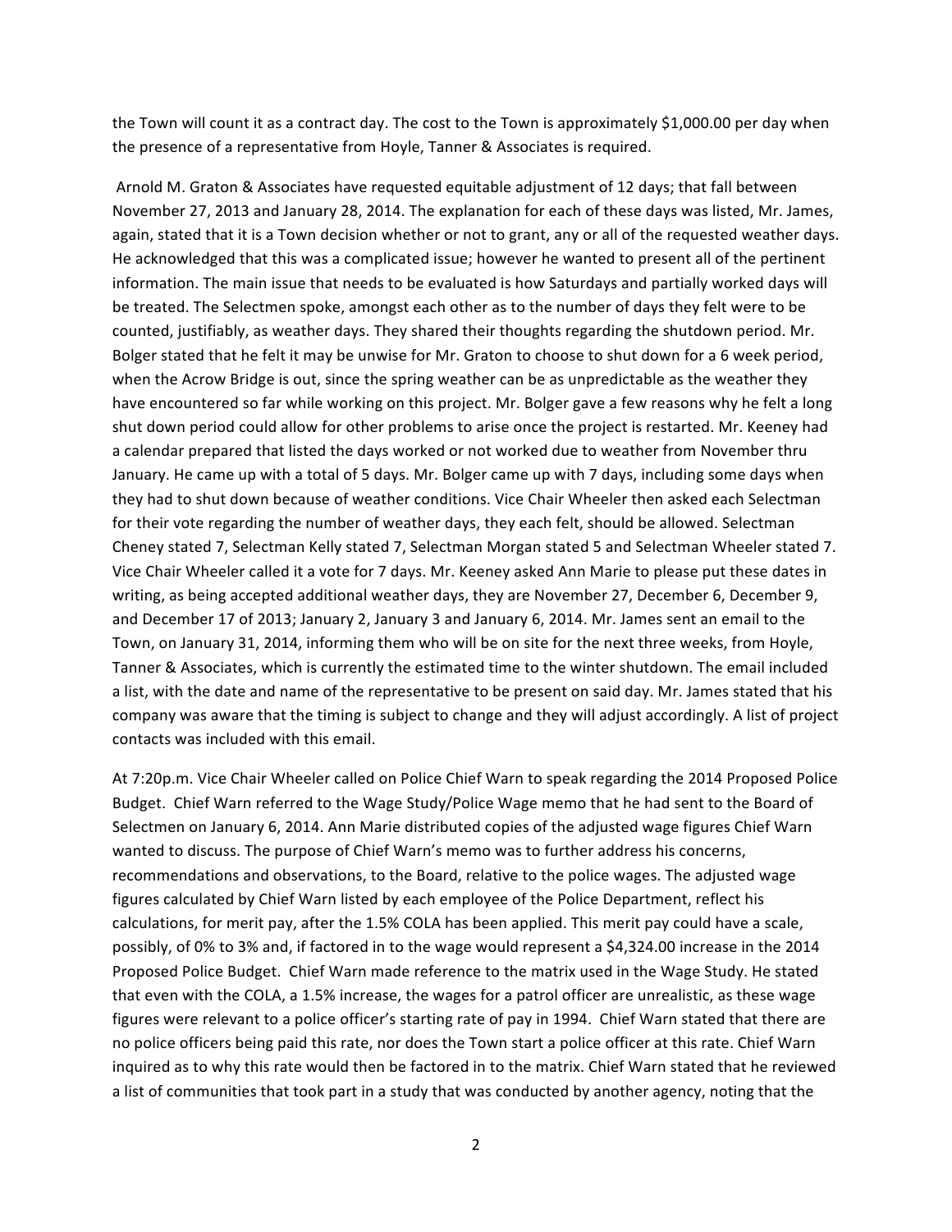the Town will count it as a contract day. The cost to the Town is approximately $1,000.00 per day when the presence of a representative from Hoyle, Tanner & Associates is required.

Arnold M. Graton & Associates have requested equitable adjustment of 12 days; that fall between November 27, 2013 and January 28, 2014. The explanation for each of these days was listed, Mr. James, again, stated that it is a Town decision whether or not to grant, any or all of the requested weather days. He acknowledged that this was a complicated issue; however he wanted to present all of the pertinent information. The main issue that needs to be evaluated is how Saturdays and partially worked days will be treated. The Selectmen spoke, amongst each other as to the number of days they felt were to be counted, justifiably, as weather days. They shared their thoughts regarding the shutdown period. Mr. Bolger stated that he felt it may be unwise for Mr. Graton to choose to shut down for a 6 week period, when the Acrow Bridge is out, since the spring weather can be as unpredictable as the weather they have encountered so far while working on this project. Mr. Bolger gave a few reasons why he felt a long shut down period could allow for other problems to arise once the project is restarted. Mr. Keeney had a calendar prepared that listed the days worked or not worked due to weather from November thru January. He came up with a total of 5 days. Mr. Bolger came up with 7 days, including some days when they had to shut down because of weather conditions. Vice Chair Wheeler then asked each Selectman for their vote regarding the number of weather days, they each felt, should be allowed. Selectman Cheney stated 7, Selectman Kelly stated 7, Selectman Morgan stated 5 and Selectman Wheeler stated 7. Vice Chair Wheeler called it a vote for 7 days. Mr. Keeney asked Ann Marie to please put these dates in writing, as being accepted additional weather days, they are November 27, December 6, December 9, and December 17 of 2013; January 2, January 3 and January 6, 2014. Mr. James sent an email to the Town, on January 31, 2014, informing them who will be on site for the next three weeks, from Hoyle, Tanner & Associates, which is currently the estimated time to the winter shutdown. The email included a list, with the date and name of the representative to be present on said day. Mr. James stated that his company was aware that the timing is subject to change and they will adjust accordingly. A list of project contacts was included with this email.

At 7:20p.m. Vice Chair Wheeler called on Police Chief Warn to speak regarding the 2014 Proposed Police Budget. Chief Warn referred to the Wage Study/Police Wage memo that he had sent to the Board of Selectmen on January 6, 2014. Ann Marie distributed copies of the adjusted wage figures Chief Warn wanted to discuss. The purpose of Chief Warn's memo was to further address his concerns, recommendations and observations, to the Board, relative to the police wages. The adjusted wage figures calculated by Chief Warn listed by each employee of the Police Department, reflect his calculations, for merit pay, after the 1.5% COLA has been applied. This merit pay could have a scale, possibly, of 0% to 3% and, if factored in to the wage would represent a $4,324.00 increase in the 2014 Proposed Police Budget. Chief Warn made reference to the matrix used in the Wage Study. He stated that even with the COLA, a 1.5% increase, the wages for a patrol officer are unrealistic, as these wage figures were relevant to a police officer's starting rate of pay in 1994. Chief Warn stated that there are no police officers being paid this rate, nor does the Town start a police officer at this rate. Chief Warn inquired as to why this rate would then be factored in to the matrix. Chief Warn stated that he reviewed a list of communities that took part in a study that was conducted by another agency, noting that the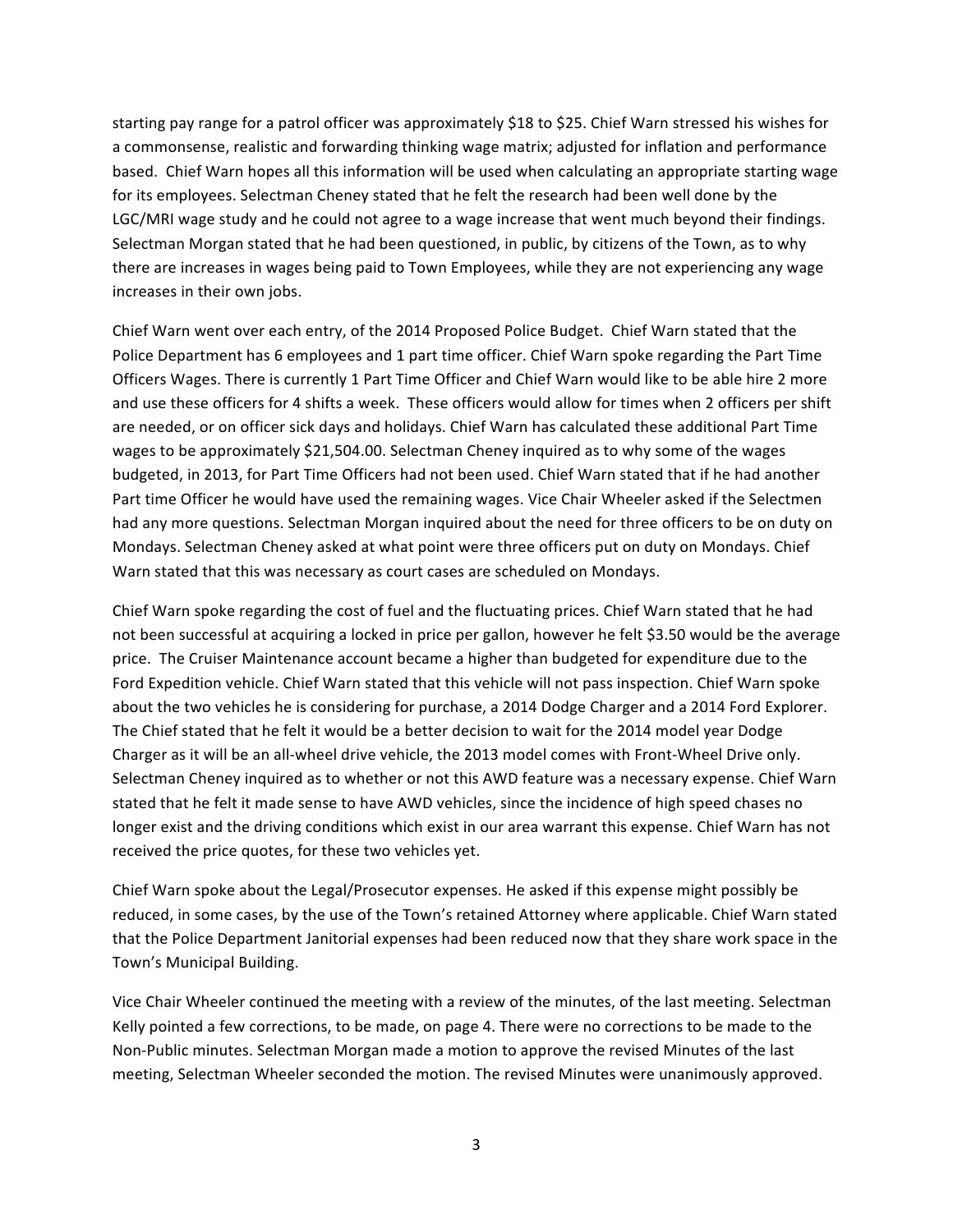starting pay range for a patrol officer was approximately $18 to $25. Chief Warn stressed his wishes for a commonsense, realistic and forwarding thinking wage matrix; adjusted for inflation and performance based. Chief Warn hopes all this information will be used when calculating an appropriate starting wage for its employees. Selectman Cheney stated that he felt the research had been well done by the LGC/MRI wage study and he could not agree to a wage increase that went much beyond their findings. Selectman Morgan stated that he had been questioned, in public, by citizens of the Town, as to why there are increases in wages being paid to Town Employees, while they are not experiencing any wage increases in their own jobs.

Chief Warn went over each entry, of the 2014 Proposed Police Budget. Chief Warn stated that the Police Department has 6 employees and 1 part time officer. Chief Warn spoke regarding the Part Time Officers Wages. There is currently 1 Part Time Officer and Chief Warn would like to be able hire 2 more and use these officers for 4 shifts a week. These officers would allow for times when 2 officers per shift are needed, or on officer sick days and holidays. Chief Warn has calculated these additional Part Time wages to be approximately $21,504.00. Selectman Cheney inquired as to why some of the wages budgeted, in 2013, for Part Time Officers had not been used. Chief Warn stated that if he had another Part time Officer he would have used the remaining wages. Vice Chair Wheeler asked if the Selectmen had any more questions. Selectman Morgan inquired about the need for three officers to be on duty on Mondays. Selectman Cheney asked at what point were three officers put on duty on Mondays. Chief Warn stated that this was necessary as court cases are scheduled on Mondays.

Chief Warn spoke regarding the cost of fuel and the fluctuating prices. Chief Warn stated that he had not been successful at acquiring a locked in price per gallon, however he felt $3.50 would be the average price. The Cruiser Maintenance account became a higher than budgeted for expenditure due to the Ford Expedition vehicle. Chief Warn stated that this vehicle will not pass inspection. Chief Warn spoke about the two vehicles he is considering for purchase, a 2014 Dodge Charger and a 2014 Ford Explorer. The Chief stated that he felt it would be a better decision to wait for the 2014 model year Dodge Charger as it will be an all-wheel drive vehicle, the 2013 model comes with Front-Wheel Drive only. Selectman Cheney inquired as to whether or not this AWD feature was a necessary expense. Chief Warn stated that he felt it made sense to have AWD vehicles, since the incidence of high speed chases no longer exist and the driving conditions which exist in our area warrant this expense. Chief Warn has not received the price quotes, for these two vehicles yet.

Chief Warn spoke about the Legal/Prosecutor expenses. He asked if this expense might possibly be reduced, in some cases, by the use of the Town's retained Attorney where applicable. Chief Warn stated that the Police Department Janitorial expenses had been reduced now that they share work space in the Town's Municipal Building.

Vice Chair Wheeler continued the meeting with a review of the minutes, of the last meeting. Selectman Kelly pointed a few corrections, to be made, on page 4. There were no corrections to be made to the Non-Public minutes. Selectman Morgan made a motion to approve the revised Minutes of the last meeting, Selectman Wheeler seconded the motion. The revised Minutes were unanimously approved.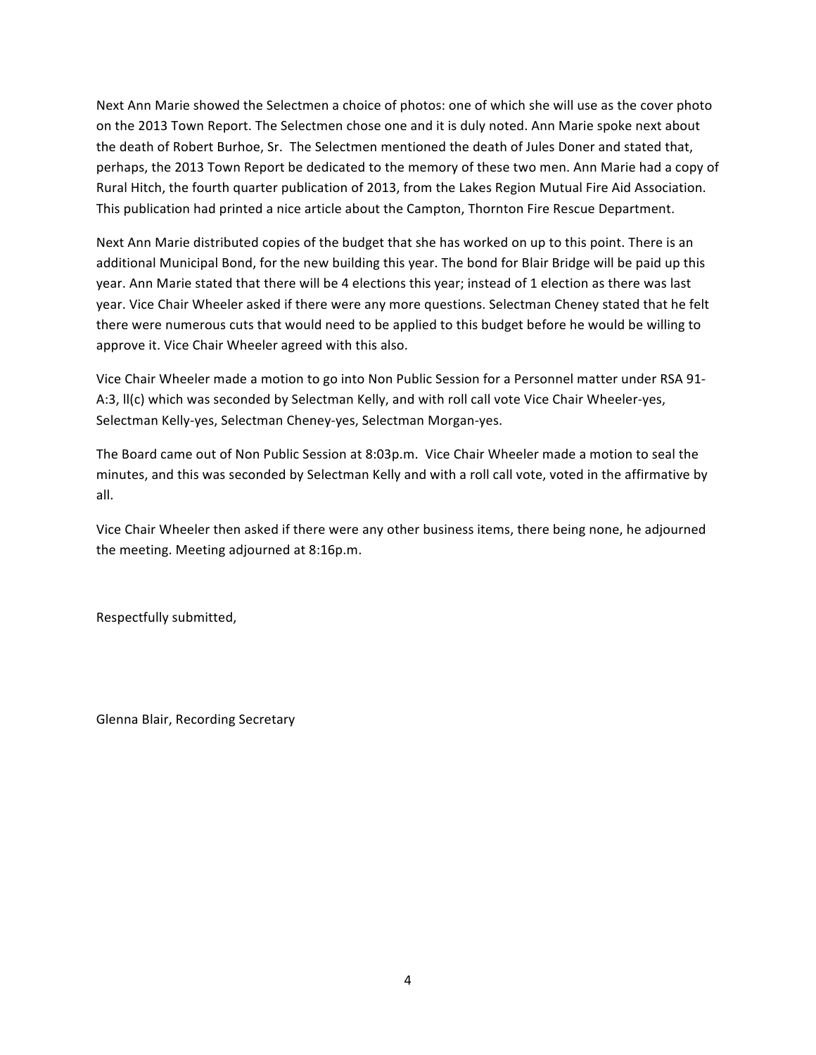Next Ann Marie showed the Selectmen a choice of photos: one of which she will use as the cover photo on the 2013 Town Report. The Selectmen chose one and it is duly noted. Ann Marie spoke next about the death of Robert Burhoe, Sr. The Selectmen mentioned the death of Jules Doner and stated that, perhaps, the 2013 Town Report be dedicated to the memory of these two men. Ann Marie had a copy of Rural Hitch, the fourth quarter publication of 2013, from the Lakes Region Mutual Fire Aid Association. This publication had printed a nice article about the Campton, Thornton Fire Rescue Department.

Next Ann Marie distributed copies of the budget that she has worked on up to this point. There is an additional Municipal Bond, for the new building this year. The bond for Blair Bridge will be paid up this year. Ann Marie stated that there will be 4 elections this year; instead of 1 election as there was last year. Vice Chair Wheeler asked if there were any more questions. Selectman Cheney stated that he felt there were numerous cuts that would need to be applied to this budget before he would be willing to approve it. Vice Chair Wheeler agreed with this also.

Vice Chair Wheeler made a motion to go into Non Public Session for a Personnel matter under RSA 91-A:3, ll(c) which was seconded by Selectman Kelly, and with roll call vote Vice Chair Wheeler-yes, Selectman Kelly-yes, Selectman Cheney-yes, Selectman Morgan-yes.

The Board came out of Non Public Session at 8:03p.m. Vice Chair Wheeler made a motion to seal the minutes, and this was seconded by Selectman Kelly and with a roll call vote, voted in the affirmative by all.

Vice Chair Wheeler then asked if there were any other business items, there being none, he adjourned the meeting. Meeting adjourned at 8:16p.m.

Respectfully submitted,

Glenna Blair, Recording Secretary